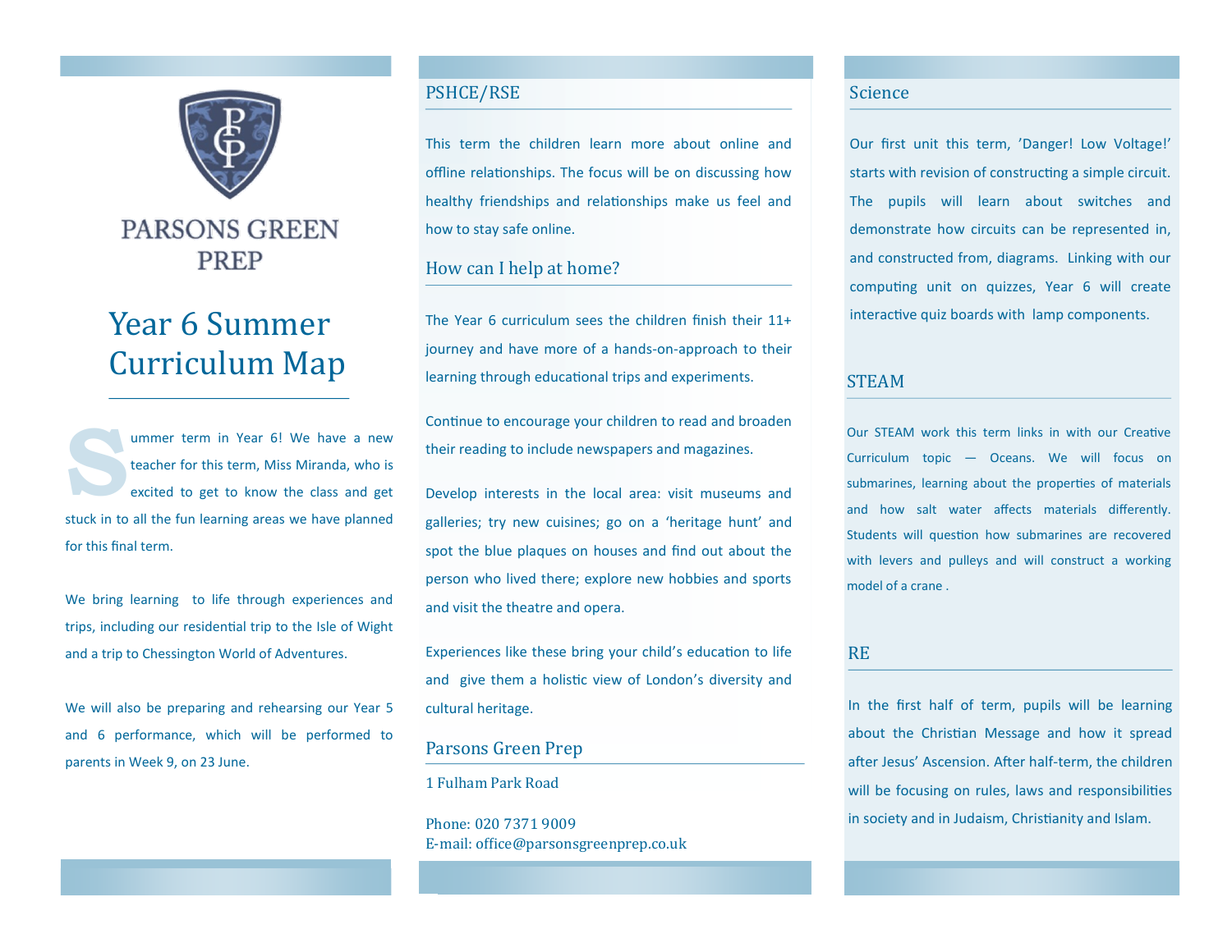PARSONS GREEN PREP

# Year 6 Summer Curriculum Map

Summer term in Year 6! We have a new teacher for this term, Miss Miranda, who is excited to get to know the class and get stuck in to all the fun learning areas we have planned for this final term.

We bring learning to life through experiences and trips, including our residential trip to the Isle of Wight and a trip to Chessington World of Adventures.

We will also be preparing and rehearsing our Year 5 and 6 performance, which will be performed to parents in Week 9, on 23 June.

## PSHCE/RSE

This term the children learn more about online and offline relationships. The focus will be on discussing how healthy friendships and relationships make us feel and how to stay safe online.

## How can I help at home?

The Year 6 curriculum sees the children finish their 11+ journey and have more of a hands-on-approach to their learning through educational trips and experiments.

Continue to encourage your children to read and broaden their reading to include newspapers and magazines.

Develop interests in the local area: visit museums and galleries; try new cuisines; go on a 'heritage hunt' and spot the blue plaques on houses and find out about the person who lived there; explore new hobbies and sports and visit the theatre and opera.

Experiences like these bring your child's education to life and give them a holistic view of London's diversity and cultural heritage.

## Parsons Green Prep

1 Fulham Park Road

Phone: 020 7371 9009
E-mail: office@parsonsgreenprep.co.uk

## Science

Our first unit this term, 'Danger! Low Voltage!' starts with revision of constructing a simple circuit. The pupils will learn about switches and demonstrate how circuits can be represented in, and constructed from, diagrams. Linking with our computing unit on quizzes, Year 6 will create interactive quiz boards with lamp components.

## STEAM

Our STEAM work this term links in with our Creative Curriculum topic — Oceans. We will focus on submarines, learning about the properties of materials and how salt water affects materials differently. Students will question how submarines are recovered with levers and pulleys and will construct a working model of a crane .

## RE

In the first half of term, pupils will be learning about the Christian Message and how it spread after Jesus' Ascension. After half-term, the children will be focusing on rules, laws and responsibilities in society and in Judaism, Christianity and Islam.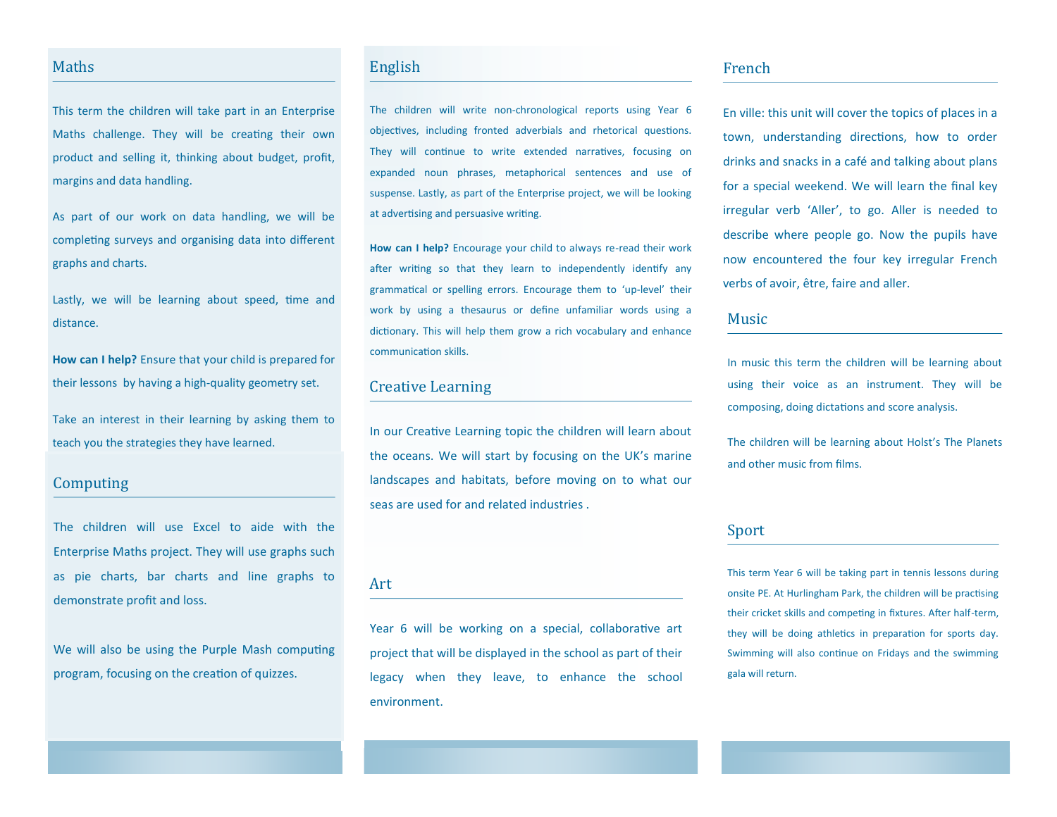## Maths

This term the children will take part in an Enterprise Maths challenge. They will be creating their own product and selling it, thinking about budget, profit, margins and data handling.

As part of our work on data handling, we will be completing surveys and organising data into different graphs and charts.

Lastly, we will be learning about speed, time and distance.

**How can I help?** Ensure that your child is prepared for their lessons by having a high-quality geometry set.

Take an interest in their learning by asking them to teach you the strategies they have learned.

## Computing

The children will use Excel to aide with the Enterprise Maths project. They will use graphs such as pie charts, bar charts and line graphs to demonstrate profit and loss.

We will also be using the Purple Mash computing program, focusing on the creation of quizzes.

## English

The children will write non-chronological reports using Year 6 objectives, including fronted adverbials and rhetorical questions. They will continue to write extended narratives, focusing on expanded noun phrases, metaphorical sentences and use of suspense. Lastly, as part of the Enterprise project, we will be looking at advertising and persuasive writing.

**How can I help?** Encourage your child to always re-read their work after writing so that they learn to independently identify any grammatical or spelling errors. Encourage them to 'up-level' their work by using a thesaurus or define unfamiliar words using a dictionary. This will help them grow a rich vocabulary and enhance communication skills.

## Creative Learning

In our Creative Learning topic the children will learn about the oceans. We will start by focusing on the UK's marine landscapes and habitats, before moving on to what our seas are used for and related industries .

## Art

Year 6 will be working on a special, collaborative art project that will be displayed in the school as part of their legacy when they leave, to enhance the school environment.

## French

En ville: this unit will cover the topics of places in a town, understanding directions, how to order drinks and snacks in a café and talking about plans for a special weekend. We will learn the final key irregular verb 'Aller', to go. Aller is needed to describe where people go. Now the pupils have now encountered the four key irregular French verbs of avoir, être, faire and aller.

## Music

In music this term the children will be learning about using their voice as an instrument. They will be composing, doing dictations and score analysis.

The children will be learning about Holst's The Planets and other music from films.

## Sport

This term Year 6 will be taking part in tennis lessons during onsite PE. At Hurlingham Park, the children will be practising their cricket skills and competing in fixtures. After half-term, they will be doing athletics in preparation for sports day. Swimming will also continue on Fridays and the swimming gala will return.